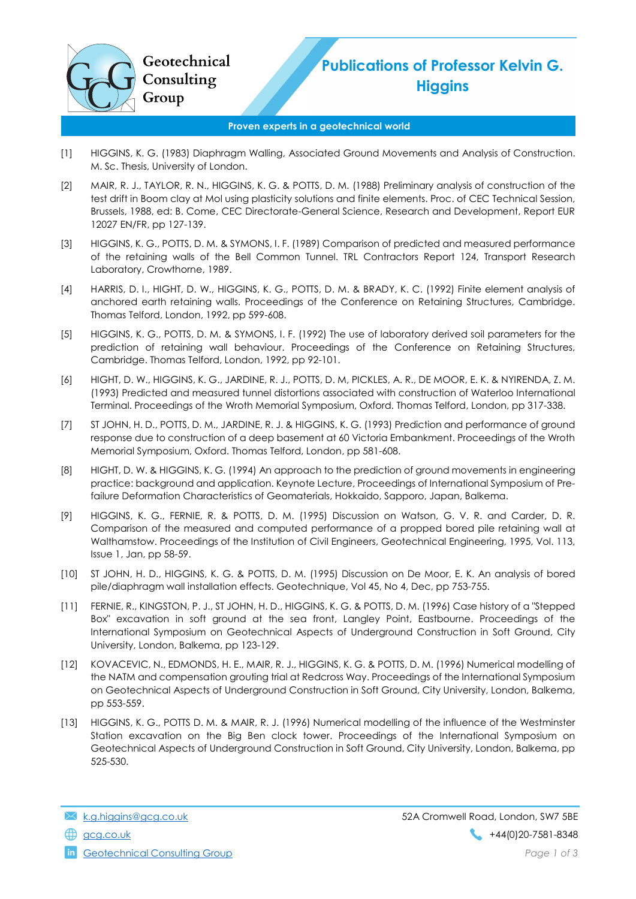Geotechnical Consulting Group

# Publications of Professor Kelvin G. Higgins

**Proven experts in a geotechnical world**

[1] HIGGINS, K. G. (1983) Diaphragm Walling, Associated Ground Movements and Analysis of Construction. M. Sc. Thesis, University of London.

[2] MAIR, R. J., TAYLOR, R. N., HIGGINS, K. G. & POTTS, D. M. (1988) Preliminary analysis of construction of the test drift in Boom clay at Mol using plasticity solutions and finite elements. Proc. of CEC Technical Session, Brussels, 1988, ed: B. Come, CEC Directorate-General Science, Research and Development, Report EUR 12027 EN/FR, pp 127-139.

[3] HIGGINS, K. G., POTTS, D. M. & SYMONS, I. F. (1989) Comparison of predicted and measured performance of the retaining walls of the Bell Common Tunnel. TRL Contractors Report 124, Transport Research Laboratory, Crowthorne, 1989.

[4] HARRIS, D. I., HIGHT, D. W., HIGGINS, K. G., POTTS, D. M. & BRADY, K. C. (1992) Finite element analysis of anchored earth retaining walls. Proceedings of the Conference on Retaining Structures, Cambridge. Thomas Telford, London, 1992, pp 599-608.

[5] HIGGINS, K. G., POTTS, D. M. & SYMONS, I. F. (1992) The use of laboratory derived soil parameters for the prediction of retaining wall behaviour. Proceedings of the Conference on Retaining Structures, Cambridge. Thomas Telford, London, 1992, pp 92-101.

[6] HIGHT, D. W., HIGGINS, K. G., JARDINE, R. J., POTTS, D. M, PICKLES, A. R., DE MOOR, E. K. & NYIRENDA, Z. M. (1993) Predicted and measured tunnel distortions associated with construction of Waterloo International Terminal. Proceedings of the Wroth Memorial Symposium, Oxford. Thomas Telford, London, pp 317-338.

[7] ST JOHN, H. D., POTTS, D. M., JARDINE, R. J. & HIGGINS, K. G. (1993) Prediction and performance of ground response due to construction of a deep basement at 60 Victoria Embankment. Proceedings of the Wroth Memorial Symposium, Oxford. Thomas Telford, London, pp 581-608.

[8] HIGHT, D. W. & HIGGINS, K. G. (1994) An approach to the prediction of ground movements in engineering practice: background and application. Keynote Lecture, Proceedings of International Symposium of Pre-failure Deformation Characteristics of Geomaterials, Hokkaido, Sapporo, Japan, Balkema.

[9] HIGGINS, K. G., FERNIE, R. & POTTS, D. M. (1995) Discussion on Watson, G. V. R. and Carder, D. R. Comparison of the measured and computed performance of a propped bored pile retaining wall at Walthamstow. Proceedings of the Institution of Civil Engineers, Geotechnical Engineering, 1995, Vol. 113, Issue 1, Jan, pp 58-59.

[10] ST JOHN, H. D., HIGGINS, K. G. & POTTS, D. M. (1995) Discussion on De Moor, E. K. An analysis of bored pile/diaphragm wall installation effects. Geotechnique, Vol 45, No 4, Dec, pp 753-755.

[11] FERNIE, R., KINGSTON, P. J., ST JOHN, H. D., HIGGINS, K. G. & POTTS, D. M. (1996) Case history of a "Stepped Box" excavation in soft ground at the sea front, Langley Point, Eastbourne. Proceedings of the International Symposium on Geotechnical Aspects of Underground Construction in Soft Ground, City University, London, Balkema, pp 123-129.

[12] KOVACEVIC, N., EDMONDS, H. E., MAIR, R. J., HIGGINS, K. G. & POTTS, D. M. (1996) Numerical modelling of the NATM and compensation grouting trial at Redcross Way. Proceedings of the International Symposium on Geotechnical Aspects of Underground Construction in Soft Ground, City University, London, Balkema, pp 553-559.

[13] HIGGINS, K. G., POTTS D. M. & MAIR, R. J. (1996) Numerical modelling of the influence of the Westminster Station excavation on the Big Ben clock tower. Proceedings of the International Symposium on Geotechnical Aspects of Underground Construction in Soft Ground, City University, London, Balkema, pp 525-530.

k.g.higgins@gcg.co.uk
gcg.co.uk
Geotechnical Consulting Group

52A Cromwell Road, London, SW7 5BE
+44(0)20-7581-8348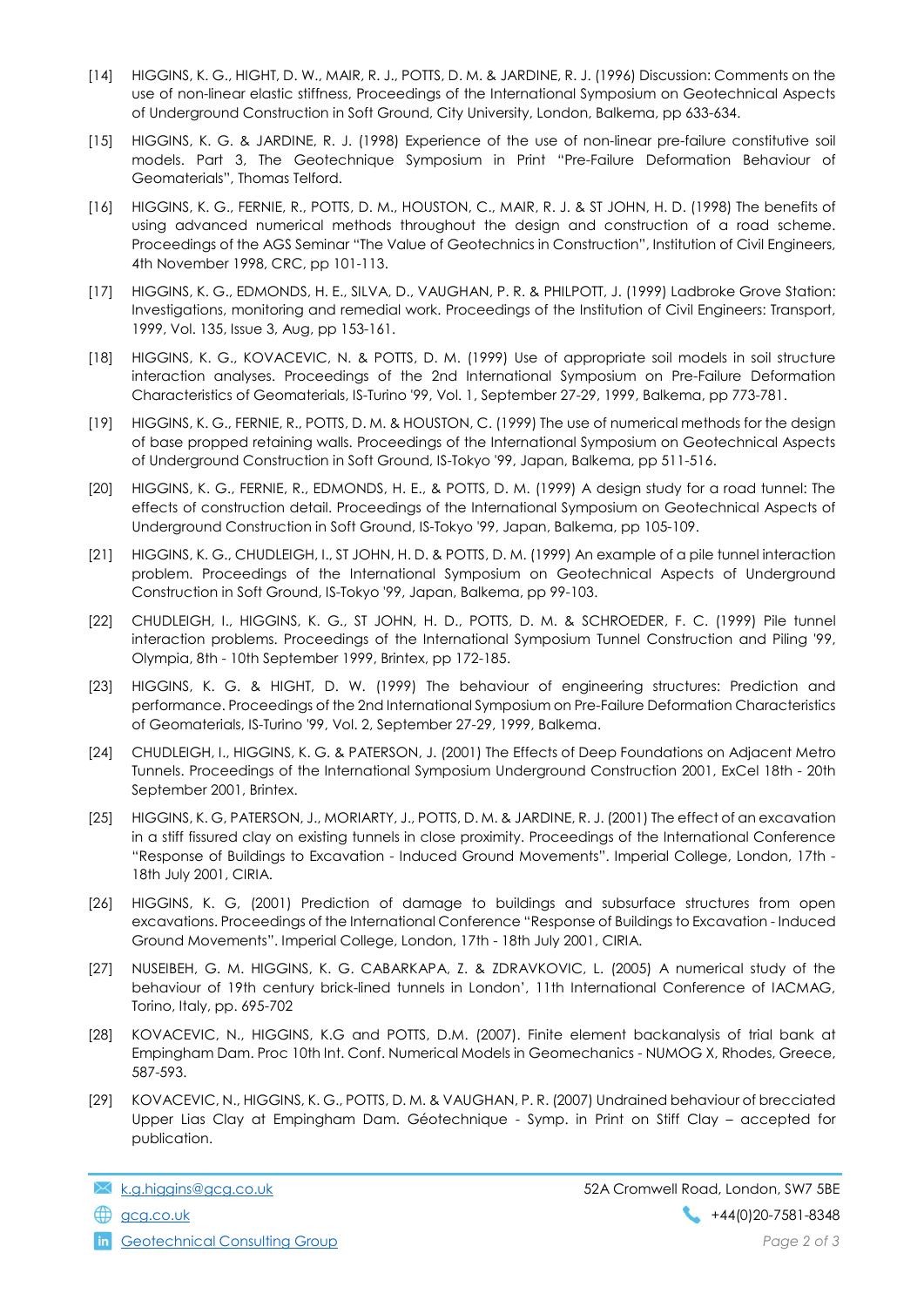[14] HIGGINS, K. G., HIGHT, D. W., MAIR, R. J., POTTS, D. M. & JARDINE, R. J. (1996) Discussion: Comments on the use of non-linear elastic stiffness, Proceedings of the International Symposium on Geotechnical Aspects of Underground Construction in Soft Ground, City University, London, Balkema, pp 633-634.

[15] HIGGINS, K. G. & JARDINE, R. J. (1998) Experience of the use of non-linear pre-failure constitutive soil models. Part 3, The Geotechnique Symposium in Print "Pre-Failure Deformation Behaviour of Geomaterials", Thomas Telford.

[16] HIGGINS, K. G., FERNIE, R., POTTS, D. M., HOUSTON, C., MAIR, R. J. & ST JOHN, H. D. (1998) The benefits of using advanced numerical methods throughout the design and construction of a road scheme. Proceedings of the AGS Seminar "The Value of Geotechnics in Construction", Institution of Civil Engineers, 4th November 1998, CRC, pp 101-113.

[17] HIGGINS, K. G., EDMONDS, H. E., SILVA, D., VAUGHAN, P. R. & PHILPOTT, J. (1999) Ladbroke Grove Station: Investigations, monitoring and remedial work. Proceedings of the Institution of Civil Engineers: Transport, 1999, Vol. 135, Issue 3, Aug, pp 153-161.

[18] HIGGINS, K. G., KOVACEVIC, N. & POTTS, D. M. (1999) Use of appropriate soil models in soil structure interaction analyses. Proceedings of the 2nd International Symposium on Pre-Failure Deformation Characteristics of Geomaterials, IS-Turino '99, Vol. 1, September 27-29, 1999, Balkema, pp 773-781.

[19] HIGGINS, K. G., FERNIE, R., POTTS, D. M. & HOUSTON, C. (1999) The use of numerical methods for the design of base propped retaining walls. Proceedings of the International Symposium on Geotechnical Aspects of Underground Construction in Soft Ground, IS-Tokyo '99, Japan, Balkema, pp 511-516.

[20] HIGGINS, K. G., FERNIE, R., EDMONDS, H. E., & POTTS, D. M. (1999) A design study for a road tunnel: The effects of construction detail. Proceedings of the International Symposium on Geotechnical Aspects of Underground Construction in Soft Ground, IS-Tokyo '99, Japan, Balkema, pp 105-109.

[21] HIGGINS, K. G., CHUDLEIGH, I., ST JOHN, H. D. & POTTS, D. M. (1999) An example of a pile tunnel interaction problem. Proceedings of the International Symposium on Geotechnical Aspects of Underground Construction in Soft Ground, IS-Tokyo '99, Japan, Balkema, pp 99-103.

[22] CHUDLEIGH, I., HIGGINS, K. G., ST JOHN, H. D., POTTS, D. M. & SCHROEDER, F. C. (1999) Pile tunnel interaction problems. Proceedings of the International Symposium Tunnel Construction and Piling '99, Olympia, 8th - 10th September 1999, Brintex, pp 172-185.

[23] HIGGINS, K. G. & HIGHT, D. W. (1999) The behaviour of engineering structures: Prediction and performance. Proceedings of the 2nd International Symposium on Pre-Failure Deformation Characteristics of Geomaterials, IS-Turino '99, Vol. 2, September 27-29, 1999, Balkema.

[24] CHUDLEIGH, I., HIGGINS, K. G. & PATERSON, J. (2001) The Effects of Deep Foundations on Adjacent Metro Tunnels. Proceedings of the International Symposium Underground Construction 2001, ExCel 18th - 20th September 2001, Brintex.

[25] HIGGINS, K. G, PATERSON, J., MORIARTY, J., POTTS, D. M. & JARDINE, R. J. (2001) The effect of an excavation in a stiff fissured clay on existing tunnels in close proximity. Proceedings of the International Conference "Response of Buildings to Excavation - Induced Ground Movements". Imperial College, London, 17th - 18th July 2001, CIRIA.

[26] HIGGINS, K. G, (2001) Prediction of damage to buildings and subsurface structures from open excavations. Proceedings of the International Conference "Response of Buildings to Excavation - Induced Ground Movements". Imperial College, London, 17th - 18th July 2001, CIRIA.

[27] NUSEIBEH, G. M. HIGGINS, K. G. CABARKAPA, Z. & ZDRAVKOVIC, L. (2005) A numerical study of the behaviour of 19th century brick-lined tunnels in London', 11th International Conference of IACMAG, Torino, Italy, pp. 695-702

[28] KOVACEVIC, N., HIGGINS, K.G and POTTS, D.M. (2007). Finite element backanalysis of trial bank at Empingham Dam. Proc 10th Int. Conf. Numerical Models in Geomechanics - NUMOG X, Rhodes, Greece, 587-593.

[29] KOVACEVIC, N., HIGGINS, K. G., POTTS, D. M. & VAUGHAN, P. R. (2007) Undrained behaviour of brecciated Upper Lias Clay at Empingham Dam. Géotechnique - Symp. in Print on Stiff Clay – accepted for publication.

k.g.higgins@gcg.co.uk | 52A Cromwell Road, London, SW7 5BE
gcg.co.uk | +44(0)20-7581-8348
Geotechnical Consulting Group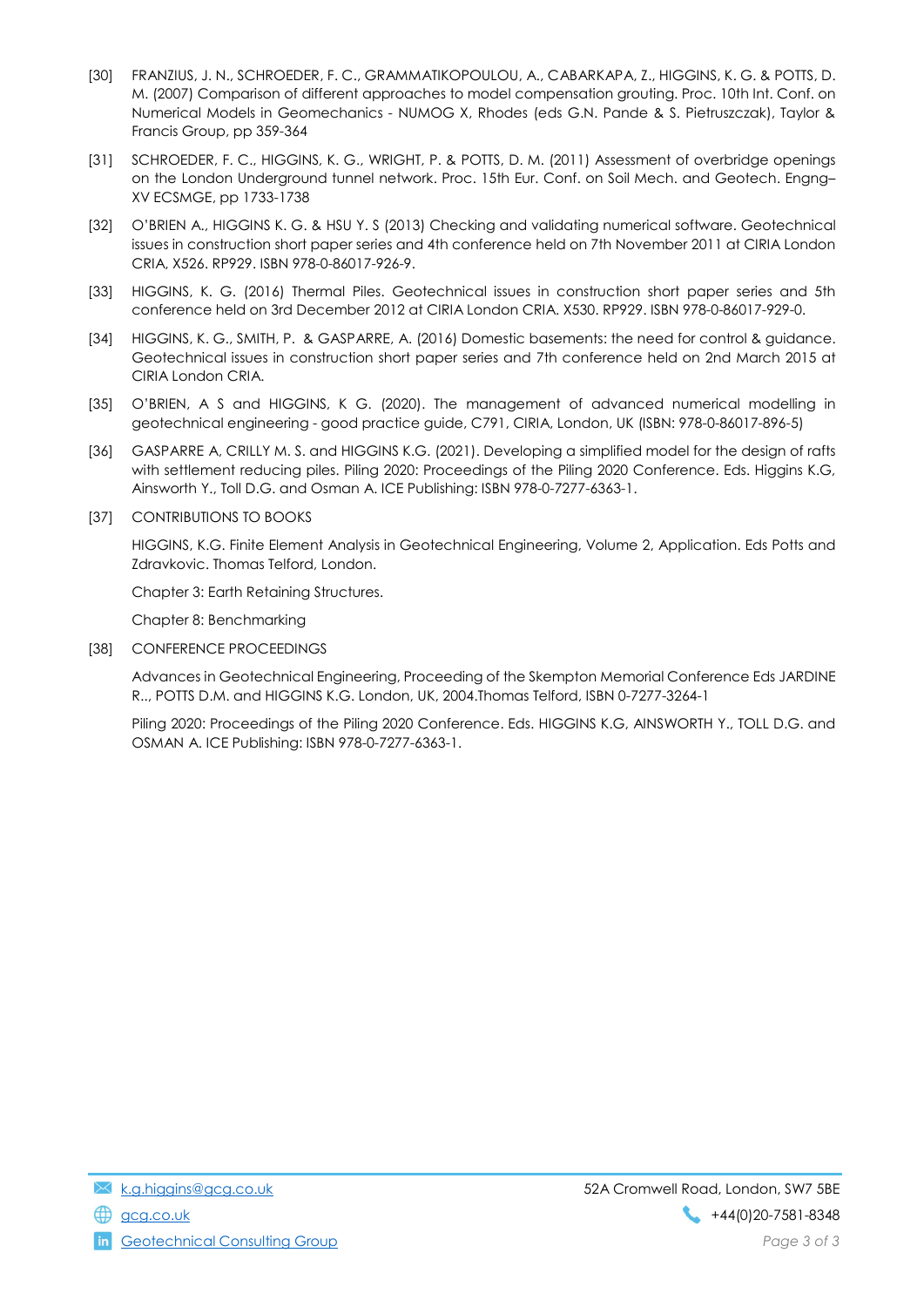[30] FRANZIUS, J. N., SCHROEDER, F. C., GRAMMATIKOPOULOU, A., CABARKAPA, Z., HIGGINS, K. G. & POTTS, D. M. (2007) Comparison of different approaches to model compensation grouting. Proc. 10th Int. Conf. on Numerical Models in Geomechanics - NUMOG X, Rhodes (eds G.N. Pande & S. Pietruszczak), Taylor & Francis Group, pp 359-364

[31] SCHROEDER, F. C., HIGGINS, K. G., WRIGHT, P. & POTTS, D. M. (2011) Assessment of overbridge openings on the London Underground tunnel network. Proc. 15th Eur. Conf. on Soil Mech. and Geotech. Engng– XV ECSMGE, pp 1733-1738

[32] O'BRIEN A., HIGGINS K. G. & HSU Y. S (2013) Checking and validating numerical software. Geotechnical issues in construction short paper series and 4th conference held on 7th November 2011 at CIRIA London CRIA, X526. RP929. ISBN 978-0-86017-926-9.

[33] HIGGINS, K. G. (2016) Thermal Piles. Geotechnical issues in construction short paper series and 5th conference held on 3rd December 2012 at CIRIA London CRIA. X530. RP929. ISBN 978-0-86017-929-0.

[34] HIGGINS, K. G., SMITH, P. & GASPARRE, A. (2016) Domestic basements: the need for control & guidance. Geotechnical issues in construction short paper series and 7th conference held on 2nd March 2015 at CIRIA London CRIA.

[35] O'BRIEN, A S and HIGGINS, K G. (2020). The management of advanced numerical modelling in geotechnical engineering - good practice guide, C791, CIRIA, London, UK (ISBN: 978-0-86017-896-5)

[36] GASPARRE A, CRILLY M. S. and HIGGINS K.G. (2021). Developing a simplified model for the design of rafts with settlement reducing piles. Piling 2020: Proceedings of the Piling 2020 Conference. Eds. Higgins K.G, Ainsworth Y., Toll D.G. and Osman A. ICE Publishing: ISBN 978-0-7277-6363-1.

[37] CONTRIBUTIONS TO BOOKS

HIGGINS, K.G. Finite Element Analysis in Geotechnical Engineering, Volume 2, Application. Eds Potts and Zdravkovic. Thomas Telford, London.

Chapter 3: Earth Retaining Structures.

Chapter 8: Benchmarking

[38] CONFERENCE PROCEEDINGS

Advances in Geotechnical Engineering, Proceeding of the Skempton Memorial Conference Eds JARDINE R.., POTTS D.M. and HIGGINS K.G. London, UK, 2004.Thomas Telford, ISBN 0-7277-3264-1

Piling 2020: Proceedings of the Piling 2020 Conference. Eds. HIGGINS K.G, AINSWORTH Y., TOLL D.G. and OSMAN A. ICE Publishing: ISBN 978-0-7277-6363-1.

k.g.higgins@gcg.co.uk
gcg.co.uk
Geotechnical Consulting Group
52A Cromwell Road, London, SW7 5BE
+44(0)20-7581-8348